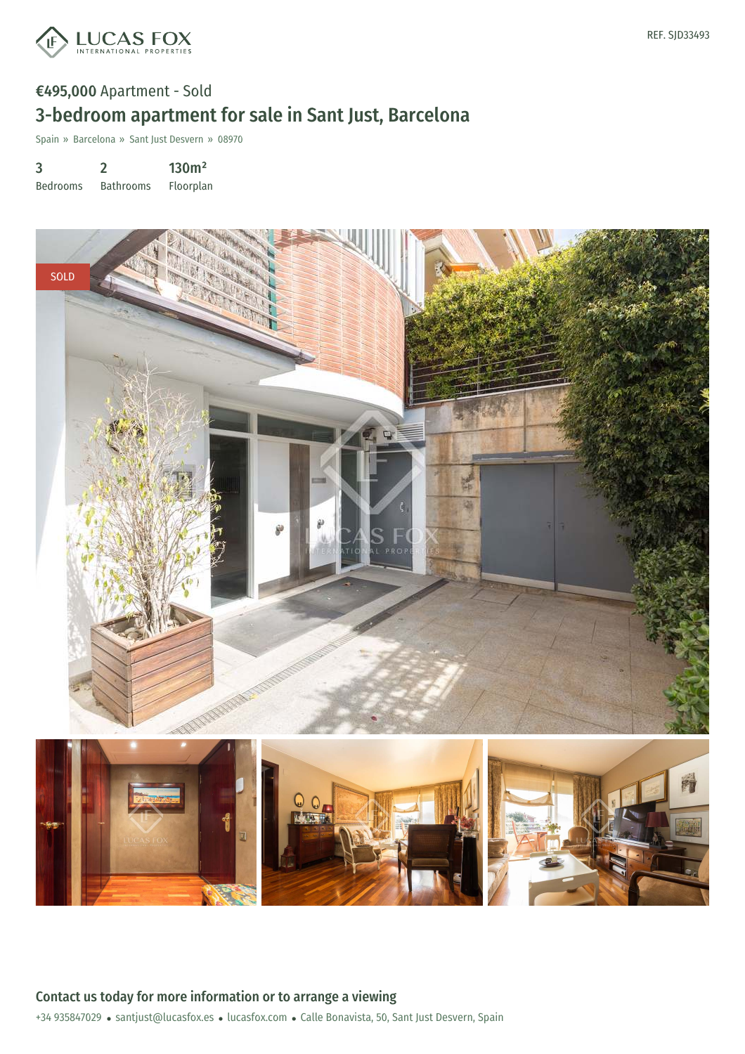LUCAS FOX
INTERNATIONAL PROPERTIES

REF. SJD33493

**€495,000** Apartment - Sold

# 3-bedroom apartment for sale in Sant Just, Barcelona

Spain » Barcelona » Sant Just Desvern » 08970

| 3 | 2 | 130m² |
|---|---|---|
| Bedrooms | Bathrooms | Floorplan |

SOLD

## Contact us today for more information or to arrange a viewing

+34 935847029 • santjust@lucasfox.es • lucasfox.com • Calle Bonavista, 50, Sant Just Desvern, Spain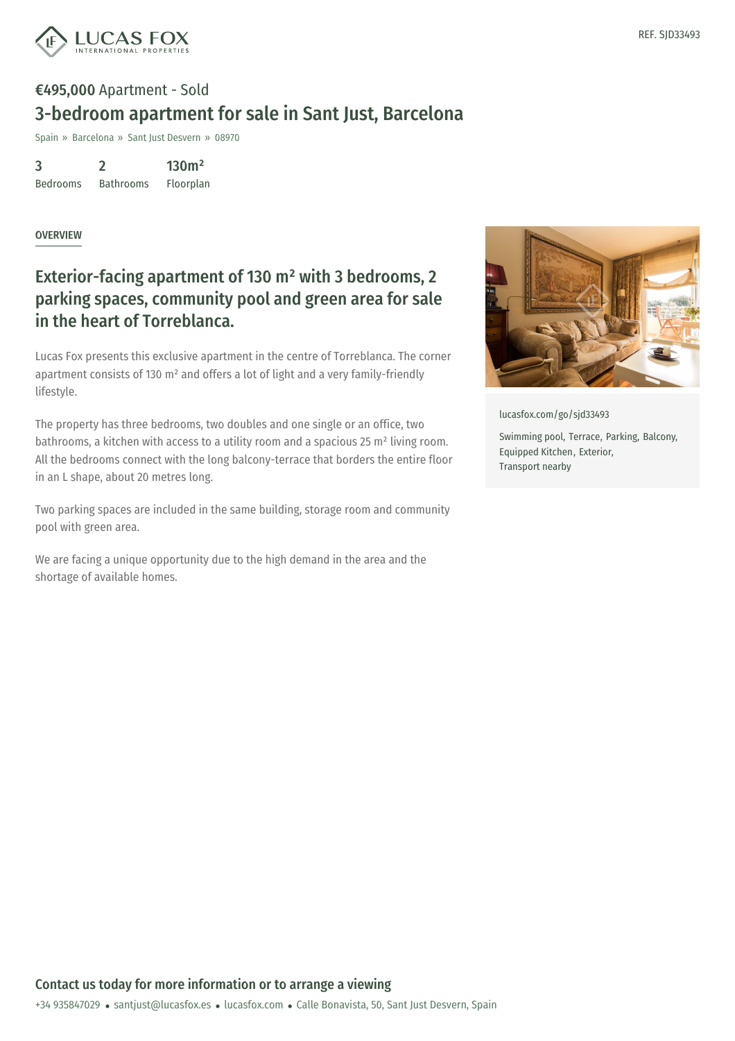REF. SJD33493

**€495,000** Apartment - Sold

# 3-bedroom apartment for sale in Sant Just, Barcelona

Spain » Barcelona » Sant Just Desvern » 08970

| 3 | 2 | 130m² |
|---|---|---|
| Bedrooms | Bathrooms | Floorplan |

OVERVIEW

## Exterior-facing apartment of 130 m² with 3 bedrooms, 2 parking spaces, community pool and green area for sale in the heart of Torreblanca.

Lucas Fox presents this exclusive apartment in the centre of Torreblanca. The corner apartment consists of 130 m² and offers a lot of light and a very family-friendly lifestyle.

The property has three bedrooms, two doubles and one single or an office, two bathrooms, a kitchen with access to a utility room and a spacious 25 m² living room. All the bedrooms connect with the long balcony-terrace that borders the entire floor in an L shape, about 20 metres long.

Two parking spaces are included in the same building, storage room and community pool with green area.

We are facing a unique opportunity due to the high demand in the area and the shortage of available homes.

lucasfox.com/go/sjd33493

Swimming pool, Terrace, Parking, Balcony, Equipped Kitchen, Exterior, Transport nearby

**Contact us today for more information or to arrange a viewing**

+34 935847029 • santjust@lucasfox.es • lucasfox.com • Calle Bonavista, 50, Sant Just Desvern, Spain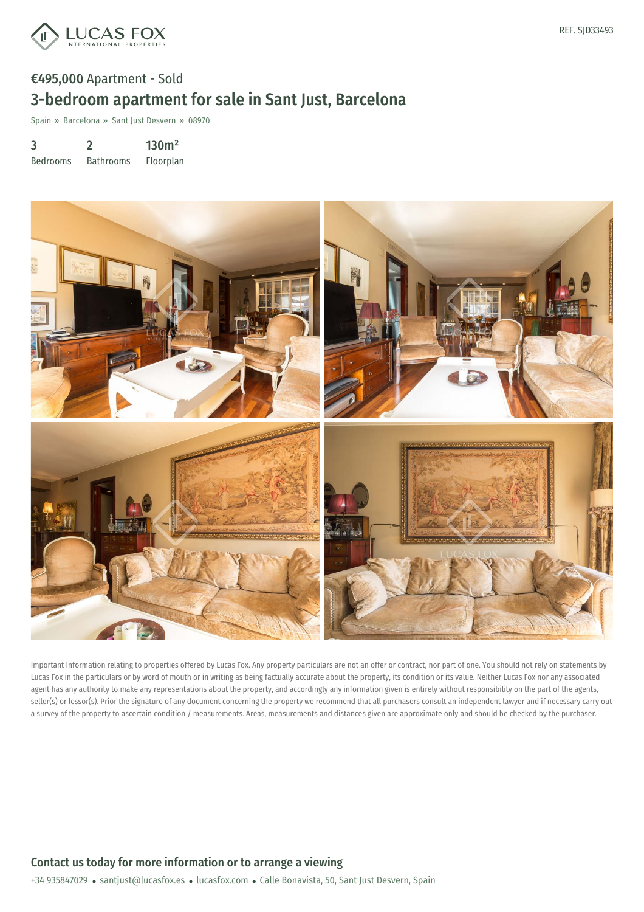REF. SJD33493

**€495,000** Apartment - Sold

# 3-bedroom apartment for sale in Sant Just, Barcelona

Spain » Barcelona » Sant Just Desvern » 08970

| 3 | 2 | 130m² |
|---|---|---|
| Bedrooms | Bathrooms | Floorplan |

Important Information relating to properties offered by Lucas Fox. Any property particulars are not an offer or contract, nor part of one. You should not rely on statements by Lucas Fox in the particulars or by word of mouth or in writing as being factually accurate about the property, its condition or its value. Neither Lucas Fox nor any associated agent has any authority to make any representations about the property, and accordingly any information given is entirely without responsibility on the part of the agents, seller(s) or lessor(s). Prior the signature of any document concerning the property we recommend that all purchasers consult an independent lawyer and if necessary carry out a survey of the property to ascertain condition / measurements. Areas, measurements and distances given are approximate only and should be checked by the purchaser.

## Contact us today for more information or to arrange a viewing

+34 935847029 • santjust@lucasfox.es • lucasfox.com • Calle Bonavista, 50, Sant Just Desvern, Spain